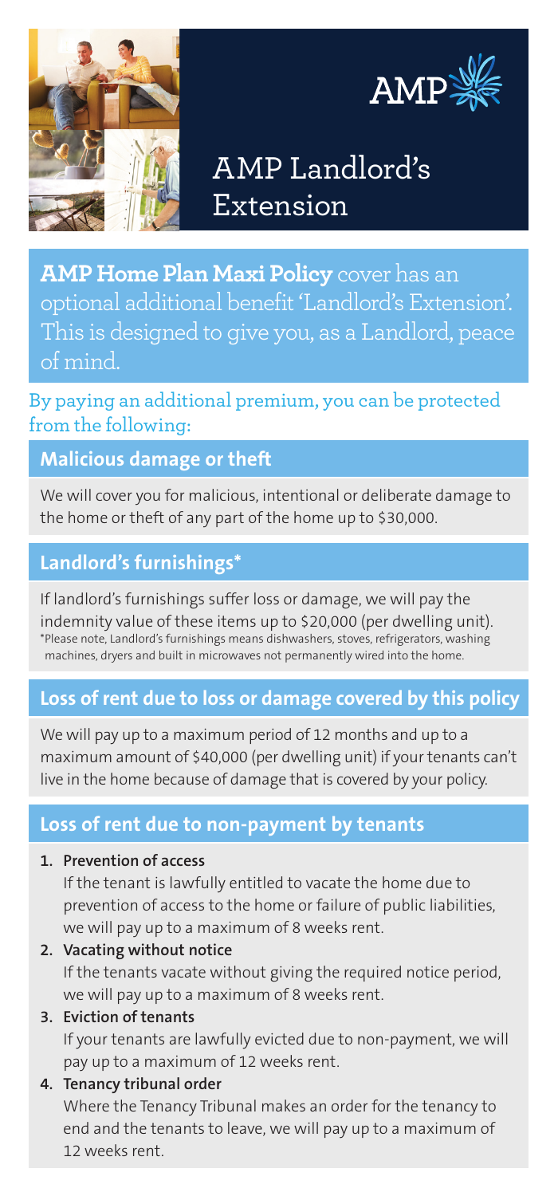AMP

# AMP Landlord's Extension

**AMP Home Plan Maxi Policy** cover has an optional additional benefit 'Landlord's Extension'. This is designed to give you, as a Landlord, peace of mind.

## By paying an additional premium, you can be protected from the following:

### Malicious damage or theft

We will cover you for malicious, intentional or deliberate damage to the home or theft of any part of the home up to $30,000.

### Landlord's furnishings*

If landlord's furnishings suffer loss or damage, we will pay the indemnity value of these items up to $20,000 (per dwelling unit).

*Please note, Landlord's furnishings means dishwashers, stoves, refrigerators, washing machines, dryers and built in microwaves not permanently wired into the home.

### Loss of rent due to loss or damage covered by this policy

We will pay up to a maximum period of 12 months and up to a maximum amount of $40,000 (per dwelling unit) if your tenants can't live in the home because of damage that is covered by your policy.

### Loss of rent due to non-payment by tenants

1. **Prevention of access**
   If the tenant is lawfully entitled to vacate the home due to prevention of access to the home or failure of public liabilities, we will pay up to a maximum of 8 weeks rent.
2. **Vacating without notice**
   If the tenants vacate without giving the required notice period, we will pay up to a maximum of 8 weeks rent.
3. **Eviction of tenants**
   If your tenants are lawfully evicted due to non-payment, we will pay up to a maximum of 12 weeks rent.
4. **Tenancy tribunal order**
   Where the Tenancy Tribunal makes an order for the tenancy to end and the tenants to leave, we will pay up to a maximum of 12 weeks rent.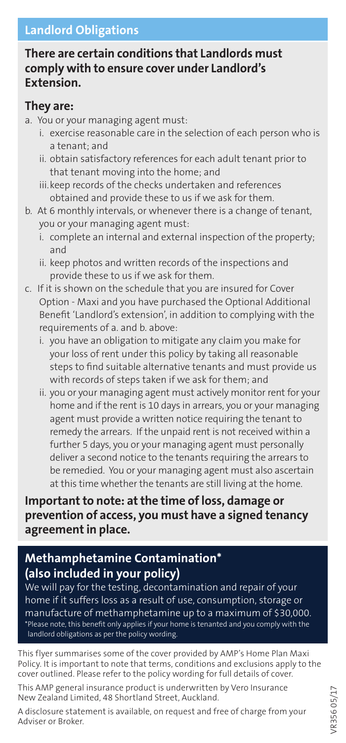## Landlord Obligations

**There are certain conditions that Landlords must comply with to ensure cover under Landlord's Extension.**

### They are:

a. You or your managing agent must:
   i. exercise reasonable care in the selection of each person who is a tenant; and
   ii. obtain satisfactory references for each adult tenant prior to that tenant moving into the home; and
   iii. keep records of the checks undertaken and references obtained and provide these to us if we ask for them.

b. At 6 monthly intervals, or whenever there is a change of tenant, you or your managing agent must:
   i. complete an internal and external inspection of the property; and
   ii. keep photos and written records of the inspections and provide these to us if we ask for them.

c. If it is shown on the schedule that you are insured for Cover Option - Maxi and you have purchased the Optional Additional Benefit 'Landlord's extension', in addition to complying with the requirements of a. and b. above:
   i. you have an obligation to mitigate any claim you make for your loss of rent under this policy by taking all reasonable steps to find suitable alternative tenants and must provide us with records of steps taken if we ask for them; and
   ii. you or your managing agent must actively monitor rent for your home and if the rent is 10 days in arrears, you or your managing agent must provide a written notice requiring the tenant to remedy the arrears. If the unpaid rent is not received within a further 5 days, you or your managing agent must personally deliver a second notice to the tenants requiring the arrears to be remedied. You or your managing agent must also ascertain at this time whether the tenants are still living at the home.

**Important to note: at the time of loss, damage or prevention of access, you must have a signed tenancy agreement in place.**

## Methamphetamine Contamination* (also included in your policy)

We will pay for the testing, decontamination and repair of your home if it suffers loss as a result of use, consumption, storage or manufacture of methamphetamine up to a maximum of $30,000.

*Please note, this benefit only applies if your home is tenanted and you comply with the landlord obligations as per the policy wording.

This flyer summarises some of the cover provided by AMP's Home Plan Maxi Policy. It is important to note that terms, conditions and exclusions apply to the cover outlined. Please refer to the policy wording for full details of cover.

This AMP general insurance product is underwritten by Vero Insurance New Zealand Limited, 48 Shortland Street, Auckland.

A disclosure statement is available, on request and free of charge from your Adviser or Broker.

VR356 05/17